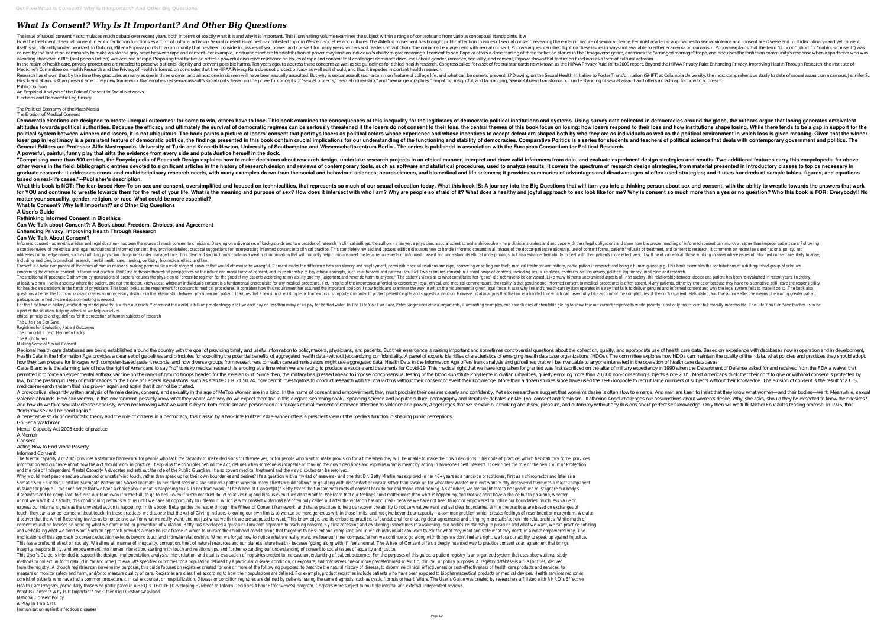# What Is Consent? Why Is It Important? And Other Big Questions

The issue of sexual consent has stimulated much debate over recent years, both in terms of exactly what it is and why it is important. This illuminating volume examines the subject within a range of contexts and from various conceptual standpoints. It w
How the treatment of sexual consent in erotic fanfiction functions as a form of cultural activism. Sexual consent is--at best--a contested topic in Western societies and cultures. The #MeToo movement has brought public attention to issues of sexual consent, revealing the endemic nature of sexual violence. Feminist academic approaches to sexual violence and consent are diverse and multidisciplinary--and yet consent itself is significantly undertheorized. In Dubcon, Milena Popova points to a community that has been considering issues of sex, power, and consent for many years: writers and readers of fanfiction. Their nuanced engagement with sexual consent, Popova argues, can shed light on these issues in ways not available to either academia or journalism. Popova explains that the term "dubcon" (short for "dubious consent") was coined by the fanfiction community to make visible the gray areas between rape and consent--for example, in situations where the distribution of power may limit an individual's ability to give meaningful consent to sex. Popova offers a close reading of three fanfiction stories in the Omegaverse genre, examines the "arranged marriage" trope, and discusses the fanfiction community's response when a sports star who was a leading character in RPF (real person fiction) was accused of rape. Proposing that fanfiction offers a powerful discursive resistance on issues of rape and consent that challenges dominant discourses about gender, romance, sexuality, and consent, Popova shows that fanfiction functions as a form of cultural activism.
In the realm of health care, privacy protections are needed to preserve patients' dignity and prevent possible harms. Ten years ago, to address these concerns as well as set guidelines for ethical health research, Congress called for a set of federal standards now known as the HIPAA Privacy Rule. In its 2009 report, Beyond the HIPAA Privacy Rule: Enhancing Privacy, Improving Health Through Research, the Institute of Medicine's Committee on Health Research and the Privacy of Health Information concludes that the HIPAA Privacy Rule does not protect privacy as well as it should, and that it impedes important health research.
Research has shown that by the time they graduate, as many as one in three women and almost one in six men will have been sexually assaulted. But why is sexual assault such a common feature of college life, and what can be done to prevent it? Drawing on the Sexual Health Initiative to Foster Transformation (SHIFT) at Columbia University, the most comprehensive study to date of sexual assault on a campus, Jennifer S. Hirsch and Shamus Khan present an entirely new framework that emphasizes sexual assault's social roots, based on the powerful concepts of "sexual projects," "sexual citizenship," and "sexual geographies." Empathic, insightful, and far-ranging, Sexual Citizens transforms our understanding of sexual assault and offers a roadmap for how to address it.

Public Opinion

An Empirical Analysis of the Role of Consent in Social Networks

Elections and Democratic Legitimacy

The Political Economy of the Mass Media

The Erosion of Medical Consent

**Democratic elections are designed to create unequal outcomes: for some to win, others have to lose. This book examines the consequences of this inequality for the legitimacy of democratic political institutions and systems. Using survey data collected in democracies around the globe, the authors argue that losing generates ambivalent attitudes towards political authorities. Because the efficacy and ultimately the survival of democratic regimes can be seriously threatened if the losers do not consent to their loss, the central themes of this book focus on losing: how losers respond to their loss and how institutions shape losing. While there tends to be a gap in support for the political system between winners and losers, it is not ubiquitous. The book paints a picture of losers' consent that portrays losers as political actors whose experience and whose incentives to accept defeat are shaped both by who they are as individuals as well as the political environment in which loss is given meaning. Given that the winner-loser gap in legitimacy is a persistent feature of democratic politics, the findings presented in this book contain crucial implications for our understanding of the functioning and stability of democracies. Comparative Politics is a series for students and teachers of political science that deals with contemporary government and politics. The General Editors are Professor Alfio Mastropaolo, University of Turin and Kenneth Newton, University of Southampton and Wissenschaftszentrum Berlin . The series is published in association with the European Consortium for Political Research.**

**A powerful, painful, funny play that sifts the evidence from every side and puts Justice herself in the dock.**

**"Comprising more than 500 entries, the Encyclopedia of Research Design explains how to make decisions about research design, undertake research projects in an ethical manner, interpret and draw valid inferences from data, and evaluate experiment design strategies and results. Two additional features carry this encyclopedia far above other works in the field: bibliographic entries devoted to significant articles in the history of research design and reviews of contemporary tools, such as software and statistical procedures, used to analyze results. It covers the spectrum of research design strategies, from material presented in introductory classes to topics necessary in graduate research; it addresses cross- and multidisciplinary research needs, with many examples drawn from the social and behavioral sciences, neurosciences, and biomedical and life sciences; it provides summaries of advantages and disadvantages of often-used strategies; and it uses hundreds of sample tables, figures, and equations based on real-life cases."--Publisher's description.**

**What this book is NOT: The fear-based How-To on sex and consent, oversimplified and focused on technicalities, that represents so much of our sexual education today. What this book IS: A journey into the Big Questions that will turn you into a thinking person about sex and consent, with the ability to wrestle towards the answers that work for YOU and continue to wrestle towards them for the rest of your life. What is the meaning and purpose of sex? How does it intersect with who I am? Why are people so afraid of it? What does a healthy and joyful approach to sex look like for me? Why is consent so much more than a yes or no question? Who this book is FOR: Everybody!! No matter your sexuality, gender, religion, or race. What could be more essential?**

**What Is Consent? Why Is It Important? and Other Big Questions**

**A User's Guide**

**Rethinking Informed Consent in Bioethics**

**Can We Talk about Consent?: A Book about Freedom, Choices, and Agreement**

**Enhancing Privacy, Improving Health Through Research**

**Can We Talk About Consent?**

Informed consent - as an ethical ideal and legal doctrine - has been the source of much concern to clinicians. Drawing on a diverse set of backgrounds and two decades of research in clinical settings, the authors - a lawyer, a physician, a social scientist, and a philosopher - help clinicians understand and cope with their legal obligations and show how the proper handling of informed consent can improve, rather than impede, patient care. Following a concise review of the ethical and legal foundations of informed consent, they provide detailed, practical suggestions for incorporating informed consent into clinical practice. This completely revised and updated edition discusses how to handle informed consent in all phases of the doctor-patient relationship, use of consent forms, patients' refusals of treatment, and consent to research. It comments on recent laws and national policy, and addresses cutting edge issues, such as fulfilling physician obligations under managed care. This clear and succinct book contains a wealth of information that will not only help clinicians meet the legal requirements of informed consent and understand its ethical underpinnings, but also enhance their ability to deal with their patients more effectively. It will be of value to all those working in areas where issues of informed consent are likely to arise, including medicine, biomedical research, mental health care, nursing, dentistry, biomedical ethics, and law.
Consent is a basic component of the ethics of human relations, making permissible a wide range of conduct that would otherwise be wrongful. Consent marks the difference between slavery and employment, permissible sexual relations and rape, borrowing or selling and theft, medical treatment and battery, participation in research and being a human guinea pig. This book assembles the contributions of a distinguished group of scholars concerning the ethics of consent in theory and practice. Part One addresses theoretical perspectives on the nature and moral force of consent, and its relationship to key ethical concepts, such as autonomy and paternalism. Part Two examines consent in a broad range of contexts, including sexual relations, contracts, selling organs, political legitimacy, medicine, and research.
The traditional Hippocratic Oath sworn by generations of doctors requires the physician to "prescribe regimen for the good of my patients according to my ability and my judgement and never do harm to anyone." The patient's views as to what constituted her "good" did not have to be canvassed. Like many hitherto unexamined aspects of Irish society, the relationship between doctor and patient has been re-evaluated in recent years. In theory, at least, we now live in a society where the patient, and not the doctor, knows best, where an individual's consent is a fundamental prerequisite for any medical procedure. Yet, in spite of the importance afforded to consent by legal, ethical, and medical commentators, the reality is that genuine and informed consent to medical procedures is often absent. Many patients, either by choice or because they have no alternative, still leave the responsibility for health-care decisions in the hands of physicians. This book looks at the requirement for consent to medical procedures. It considers how this requirement has assumed the important position it now holds and examines the way in which the requirement is given legal force. It asks why Ireland's health-care system operates in a way that fails to deliver genuine and informed consent and why the legal system fails when it fails to do so. The book also questions whether the focus on consent creates an unnecessary distance in the relationship between physician and patient. It argues that a revision of existing legal frameworks is important in order to protect patients' rights and suggests a solution. However, it also argues that the law is a limited tool which can never fully take account of the complexities of the doctor-patient relationship, and that a more effective means of ensuring greater patient participation in health-care decision-making is needed.
For the first time in history, eradicating world poverty is within our reach. Yet around the world, a billion people struggle to live each day on less than many of us pay for bottled water. In The Life You Can Save, Peter Singer uses ethical arguments, illuminating examples, and case studies of charitable giving to show that our current response to world poverty is not only insufficient but morally indefensible. The Life You Can Save teaches us to be a part of the solution, helping others as we help ourselves.

ethical principles and guidelines for the protection of human subjects of research

The Life You Can Save

Registries for Evaluating Patient Outcomes

The Immortal Life of Henrietta Lacks

The Right to Sex

Making Sense of Sexual Consent

Regional health care databases are being established around the country with the goal of providing timely and useful information to policymakers, physicians, and patients. But their emergence is raising important and sometimes controversial questions about the collection, quality, and appropriate use of health care data. Based on experience with databases now in operation and in development, Health Data in the Information Age provides a clear set of guidelines and principles for exploiting the potential benefits of aggregated health data--without jeopardizing confidentiality. A panel of experts identifies characteristics of emerging health database organizations (HDOs). The committee explores how HDOs can maintain the quality of their data, what policies and practices they should adopt, how they can prepare for linkages with computer-based patient records, and how diverse groups from researchers to health care administrators might use aggregated data. Health Data in the Information Age offers frank analysis and guidelines that will be invaluable to anyone interested in the operation of health care databases.
Carte Blanche is the alarming tale of how the right of Americans to say "no" to risky medical research is eroding at a time when we are racing to produce a vaccine and treatments for Covid-19. This medical right that we have long taken for granted was first sacrificed on the altar of military expediency in 1990 when the Department of Defense asked for and received from the FDA a waiver that permitted it to force an experimental anthrax vaccine on the ranks of ground troops headed for the Persian Gulf. Since then, the military has pressed ahead to impose nonconsensual testing of the blood substitute PolyHeme in civilian urban cities, quietly enrolling more than 20,000 non-consenting subjects since 2005. Most Americans think that their right to give or withhold consent is protected by law, but the passing in 1996 of modifications to the Code of Federal Regulations, such as statute CFR 21 50.24, now permit investigators to conduct research with trauma victims without their consent or even their knowledge. More than a dozen studies since have used the 1996 loophole to recruit large numbers of subjects without their knowledge. The erosion of consent is the result of a U.S. medical-research system that has proven again and again that it cannot be trusted.
A provocative, elegantly written analysis of female desire, consent, and sexuality in the age of MeToo Women are in a bind. In the name of consent and empowerment, they must proclaim their desires clearly and confidently. Yet sex researchers suggest that women's desire is often slow to emerge. And men are keen to insist that they know what women—and their bodies—want. Meanwhile, sexual violence abounds. How can women, in this environment, possibly know what they want? And why do we expect them to? In this elegant, searching book—spanning science and popular culture; pornography and literature; debates on MeToo, consent and feminism—Katherine Angel challenges our assumptions about women's desire. Why, she asks, should they be expected to know their desires? And how do we take sexual violence seriously, when not knowing what we want is key to both eroticism and personhood? In today's crucial moment of renewed attention to violence and power, Angel urges that we remake our thinking about sex, pleasure, and autonomy without any illusions about perfect self-knowledge. Only then will we fulfil Michel Foucault's teasing promise, in 1976, that "tomorrow sex will be good again."
A penetrative study of democratic theory and the role of citizens in a democracy, this classic by a two-time Pulitzer Prize-winner offers a prescient view of the media's function in shaping public perceptions.

Go Set a Watchman

Mental Capacity Act 2005 code of practice

A Memoir

Consent

Acting Now to End World Poverty

Informed Consent

The Mental capacity Act 2005 provides a statutory framework for people who lack the capacity to make decisions for themselves, or for people who want to make provision for a time when they will be unable to make their own decisions. This code of practice, which has statutory force, provides information and guidance about how the Act should work in practice. It explains the principles behind the Act, defines when someone is incapable of making their own decisions and explains what is meant by acting in someone's best interests. It describes the role of the new Court of Protection and the role of Independent Mental Capacity Advocates and sets out the role of the Public Guardian. It also covers medical treatment and the way disputes can be resolved.
Why would most people endure unwanted or unsatisfying touch, rather than speak up for their own boundaries and desires? It's a question with a myriad of answers - and one that Dr. Betty Martin has explored in her 40+ years as a hands-on practitioner, first as a chiropractor and later as a Somatic Sex Educator, Certified Surrogate Partner and Sacred Intimate. In her client sessions, she noticed a pattern wherein many clients would "allow" or go along with discomfort or unease rather than speak up for what they wanted or didn't want. Betty discovered there was a major component missing for people -- the confidence that we have a choice about what is happening to us. In her framework, "The Wheel of Consent(R)" Betty traces the fundamental roots of consent back to our childhood conditioning. As children, we are taught that to be "good" we must ignore our body's discomfort and be compliant: to finish our food even if we're full, to go to bed - even if we're not tired, to let relatives hug and kiss us even if we don't want to. We learn that our feelings don't matter more than what is happening, and that we don't have a choice but to go along, whether or not we want it. As adults, this conditioning remains with us until we have an opportunity to unlearn it, which is why consent violations are often only called out after the violation has occurred - because we have not been taught or empowered to notice our boundaries, much less value or express our internal signals as the unwanted action is happening. In this book, Betty guides the reader through the Wheel of Consent framework, and shares practices to help us recover the ability to notice what we want and set clear boundaries. While the practices are based on exchanges of touch, they can also be learned without touch. In these practices, we discover that the Art of Giving includes knowing our own limits so we can be more generous within those limits, and not give beyond our capacity - a common problem which creates feelings of resentment or martyrdom. We also discover that the Art of Receiving invites us to notice and ask for what we really want, and not just what we think we are supposed to want. This knowledge, and its embodied practice, is foundational for creating clear agreements and bringing more satisfaction into relationships. While much of consent education focuses on noticing what we don't want, or prevention of violation, Betty has developed a "pleasure-forward" approach to teaching consent. By first accessing and awakening (sometimes re-awakening) our bodies' relationship to pleasure and what we want, we can practice noticing and verbalizing what we don't want. Such an approach provides a more holistic frame in which to unlearn the childhood conditioning that taught us to be silent and compliant, and in which individuals can learn to ask for what they want and state what they don't, in a more empowered way. The implications of this approach to consent education extends beyond touch and intimate relationships. When we forget how to notice what we really want, we lose our inner compass. When we continue to go along with things we don't feel are right, we lose our ability to speak up against injustice. This has a profound effect on society. We allow all manner of inequality, corruption, theft of natural resources and our planet's future health - because "going along with it" feels normal. The Wheel of Consent offers a deeply nuanced way to practice consent as an agreement that brings integrity, responsibility, and empowerment into human interaction, starting with touch and relationships, and further expanding our understanding of consent to social issues of equality and justice.
This User's Guide is intended to support the design, implementation, analysis, interpretation, and quality evaluation of registries created to increase understanding of patient outcomes. For the purposes of this guide, a patient registry is an organized system that uses observational study methods to collect uniform data (clinical and other) to evaluate specified outcomes for a population defined by a particular disease, condition, or exposure, and that serves one or more predetermined scientific, clinical, or policy purposes. A registry database is a file (or files) derived from the registry. Although registries can serve many purposes, this guide focuses on registries created for one or more of the following purposes: to describe the natural history of disease, to determine clinical effectiveness or cost-effectiveness of health care products and services, to measure or monitor safety and harm, and/or to measure quality of care. Registries are classified according to how their populations are defined. For example, product registries include patients who have been exposed to biopharmaceutical products or medical devices. Health services registries consist of patients who have had a common procedure, clinical encounter, or hospitalization. Disease or condition registries are defined by patients having the same diagnosis, such as cystic fibrosis or heart failure. The User's Guide was created by researchers affiliated with AHRQ's Effective Health Care Program, particularly those who participated in AHRQ's DEcIDE (Developing Evidence to Inform Decisions About Effectiveness) program. Chapters were subject to multiple internal and external independent reviews.

What Is Consent? Why Is It Important? and Other Big QuestionsWayland

National Consent Policy

A Play in Two Acts

Immunisation against infectious diseases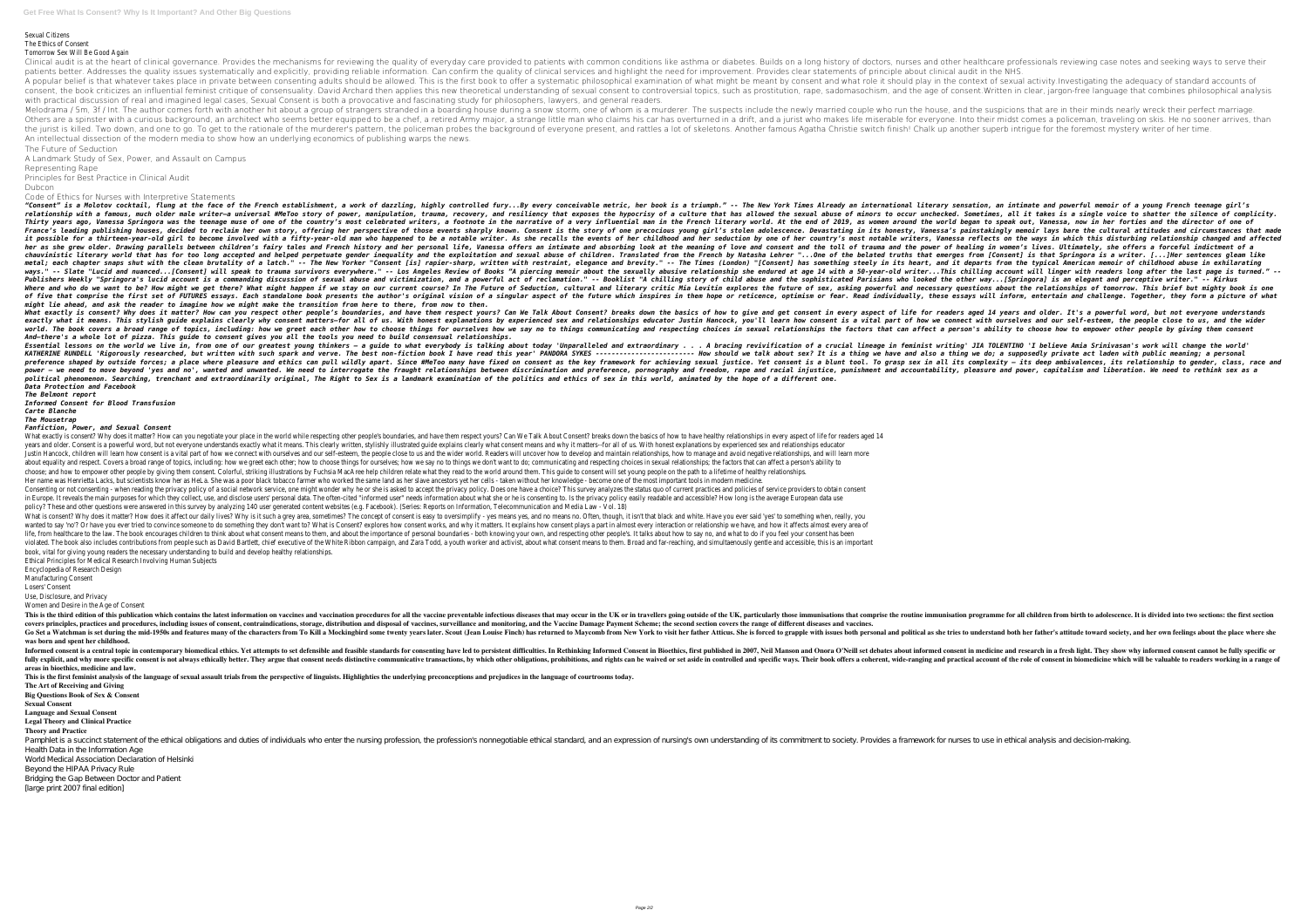Sexual Citizens

The Ethics of Consent

Tomorrow Sex Will Be Good Again

Clinical audit is at the heart of clinical governance. Provides the mechanisms for reviewing the quality of everyday care provided to patients with common conditions like asthma or diabetes. Builds on a long history of doctors, nurses and other healthcare professionals reviewing case notes and seeking ways to serve their patients better. Addresses the quality issues systematically and explicitly, providing reliable information. Can confirm the quality of clinical services and highlight the need for improvement. Provides clear statements of principle about clinical audit in the NHS.

A popular belief is that whatever takes place in private between consenting adults should be allowed. This is the first book to offer a systematic philosophical examination of what might be meant by consent and what role it should play in the context of sexual activity.Investigating the adequacy of standard accounts of consent, the book criticizes an influential feminist critique of consensuality. David Archard then applies this new theoretical understanding of sexual consent to controversial topics, such as prostitution, rape, sadomasochism, and the age of consent.Written in clear, jargon-free language that combines philosophical analysis with practical discussion of real and imagined legal cases, Sexual Consent is both a provocative and fascinating study for philosophers, lawyers, and general readers.

Melodrama / 5m, 3f / Int. The author comes forth with another hit about a group of strangers stranded in a boarding house during a snow storm, one of whom is a murderer. The suspects include the newly married couple who run the house, and the suspicions that are in their minds nearly wreck their perfect marriage. Others are a spinster with a curious background, an architect who seems better equipped to be a chef, a retired Army major, a strange little man who claims his car has overturned in a drift, and a jurist who makes life miserable for everyone. Into their midst comes a policeman, traveling on skis. He no sooner arrives, than the jurist is killed. Two down, and one to go. To get to the rationale of the murderer's pattern, the policeman probes the background of everyone present, and rattles a lot of skeletons. Another famous Agatha Christie switch finish! Chalk up another superb intrigue for the foremost mystery writer of her time.

An intellectual dissection of the modern media to show how an underlying economics of publishing warps the news.

The Future of Seduction

A Landmark Study of Sex, Power, and Assault on Campus

Representing Rape

Principles for Best Practice in Clinical Audit

Dubcon

Code of Ethics for Nurses with Interpretive Statements

*"Consent" is a Molotov cocktail, flung at the face of the French establishment, a work of dazzling, highly controlled fury...By every conceivable metric, her book is a triumph." -- The New York Times Already an international literary sensation, an intimate and powerful memoir of a young French teenage girl's relationship with a famous, much older male writer—a universal #MeToo story of power, manipulation, trauma, recovery, and resiliency that exposes the hypocrisy of a culture that has allowed the sexual abuse of minors to occur unchecked. Sometimes, all it takes is a single voice to shatter the silence of complicity. Thirty years ago, Vanessa Springora was the teenage muse of one of the country's most celebrated writers, a footnote in the narrative of a very influential man in the French literary world. At the end of 2019, as women around the world began to speak out, Vanessa, now in her forties and the director of one of France's leading publishing houses, decided to reclaim her own story, offering her perspective of those events sharply known. Consent is the story of one precocious young girl's stolen adolescence. Devastating in its honesty, Vanessa's painstakingly memoir lays bare the cultural attitudes and circumstances that made it possible for a thirteen-year-old girl to become involved with a fifty-year-old man who happened to be a notable writer. As she recalls the events of her childhood and her seduction by one of her country's most notable writers, Vanessa reflects on the ways in which this disturbing relationship changed and affected her as she grew older. Drawing parallels between children's fairy tales and French history and her personal life, Vanessa offers an intimate and absorbing look at the meaning of love and consent and the toll of trauma and the power of healing in women's lives. Ultimately, she offers a forceful indictment of a chauvinistic literary world that has for too long accepted and helped perpetuate gender inequality and the exploitation and sexual abuse of children. Translated from the French by Natasha Lehrer "...One of the belated truths that emerges from [Consent] is that Springora is a writer. [...]Her sentences gleam like metal; each chapter snaps shut with the clean brutality of a latch." -- The New Yorker "Consent [is] rapier-sharp, written with restraint, elegance and brevity." -- The Times (London) "[Consent] has something steely in its heart, and it departs from the typical American memoir of childhood abuse in exhilarating ways." -- Slate "Lucid and nuanced...[Consent] will speak to trauma survivors everywhere." -- Los Angeles Review of Books "A piercing memoir about the sexually abusive relationship she endured at age 14 with a 50-year-old writer...This chilling account will linger with readers long after the last page is turned." -- Publishers Weekly "Springora's lucid account is a commanding discussion of sexual abuse and victimization, and a powerful act of reclamation." -- Booklist "A chilling story of child abuse and the sophisticated Parisians who looked the other way...[Springora] is an elegant and perceptive writer." -- Kirkus*

*Where and who do we want to be? How might we get there? What might happen if we stay on our current course? In The Future of Seduction, cultural and literary critic Mia Levitin explores the future of sex, asking powerful and necessary questions about the relationships of tomorrow. This brief but mighty book is one of five that comprise the first set of FUTURES essays. Each standalone book presents the author's original vision of a singular aspect of the future which inspires in them hope or reticence, optimism or fear. Read individually, these essays will inform, entertain and challenge. Together, they form a picture of what might lie ahead, and ask the reader to imagine how we might make the transition from here to there, from now to then.*

*What exactly is consent? Why does it matter? How can you respect other people's boundaries, and have them respect yours? Can We Talk About Consent? breaks down the basics of how to give and get consent in every aspect of life for readers aged 14 years and older. It's a powerful word, but not everyone understands exactly what it means. This stylish guide explains clearly why consent matters—for all of us. With honest explanations by experienced sex and relationships educator Justin Hancock, you'll learn how consent is a vital part of how we connect with ourselves and our self-esteem, the people close to us, and the wider world. The book covers a broad range of topics, including: how we greet each other how to choose things for ourselves how we say no to things communicating and respecting choices in sexual relationships the factors that can affect a person's ability to choose how to empower other people by giving them consent And—there's a whole lot of pizza. This guide to consent gives you all the tools you need to build consensual relationships.*

*Essential lessons on the world we live in, from one of our greatest young thinkers – a guide to what everybody is talking about today 'Unparalleled and extraordinary . . . A bracing revivification of a crucial lineage in feminist writing' JIA TOLENTINO 'I believe Amia Srinivasan's work will change the world' KATHERINE RUNDELL 'Rigorously researched, but written with such spark and verve. The best non-fiction book I have read this year' PANDORA SYKES ------------------------ How should we talk about sex? It is a thing we have and also a thing we do; a supposedly private act laden with public meaning; a personal preference shaped by outside forces; a place where pleasure and ethics can pull wildly apart. Since #MeToo many have fixed on consent as the key framework for achieving sexual justice. Yet consent is a blunt tool. To grasp sex in all its complexity – its deep ambivalences, its relationship to gender, class, race and power – we need to move beyond 'yes and no', wanted and unwanted. We need to interrogate the fraught relationships between discrimination and preference, pornography and freedom, rape and racial injustice, punishment and accountability, pleasure and power, capitalism and liberation. We need to rethink sex as a political phenomenon. Searching, trenchant and extraordinarily original, The Right to Sex is a landmark examination of the politics and ethics of sex in this world, animated by the hope of a different one.*

*Data Protection and Facebook*

*The Belmont report*

*Informed Consent for Blood Transfusion*

*Carte Blanche*

*The Mousetrap*

*Fanfiction, Power, and Sexual Consent*

What exactly is consent? Why does it matter? How can you negotiate your place in the world while respecting other people's boundaries, and have them respect yours? Can We Talk About Consent? breaks down the basics of how to have healthy relationships in every aspect of life for readers aged 14 years and older. Consent is a powerful word, but not everyone understands exactly what it means. This clearly written, stylishly illustrated guide explains clearly what consent means and why it matters--for all of us. With honest explanations by experienced sex and relationships educator Justin Hancock, children will learn how consent is a vital part of how we connect with ourselves and our self-esteem, the people close to us and the wider world. Readers will uncover how to develop and maintain relationships, how to manage and avoid negative relationships, and will learn more about equality and respect. Covers a broad range of topics, including: how we greet each other; how to choose things for ourselves; how we say no to things we don't want to do; communicating and respecting choices in sexual relationships; the factors that can affect a person's ability to choose; and how to empower other people by giving them consent. Colorful, striking illustrations by Fuchsia MacAree help children relate what they read to the world around them. This guide to consent will set young people on the path to a lifetime of healthy relationships.

Her name was Henrietta Lacks, but scientists know her as HeLa. She was a poor black tobacco farmer who worked the same land as her slave ancestors yet her cells - taken without her knowledge - become one of the most important tools in modern medicine.

Consenting or not consenting - when reading the privacy policy of a social network service, one might wonder why he or she is asked to accept the privacy policy. Does one have a choice? This survey analyzes the status quo of current practices and policies of service providers to obtain consent in Europe. It reveals the main purposes for which they collect, use, and disclose users' personal data. The often-cited "informed user" needs information about what she or he is consenting to. Is the privacy policy easily readable and accessible? How long is the average European data use policy? These and other questions were answered in this survey by analyzing 140 user generated content websites (e.g. Facebook). (Series: Reports on Information, Telecommunication and Media Law - Vol. 18)

What is consent? Why does it matter? How does it affect our daily lives? Why is it such a grey area, sometimes? The concept of consent is easy to oversimplify - yes means yes, and no means no. Often, though, it isn't that black and white. Have you ever said 'yes' to something when, really, you wanted to say 'no'? Or have you ever tried to convince someone to do something they don't want to? What is Consent? explores how consent works, and why it matters. It explains how consent plays a part in almost every interaction or relationship we have, and how it affects almost every area of life, from healthcare to the law. The book encourages children to think about what consent means to them, and about the importance of personal boundaries - both knowing your own, and respecting other people's. It talks about how to say no, and what to do if you feel your consent has been violated. The book also includes contributions from people such as David Bartlett, chief executive of the White Ribbon campaign, and Zara Todd, a youth worker and activist, about what consent means to them. Broad and far-reaching, and simultaneously gentle and accessible, this is an important book, vital for giving young readers the necessary understanding to build and develop healthy relationships.

Ethical Principles for Medical Research Involving Human Subjects

Encyclopedia of Research Design

Manufacturing Consent

Losers' Consent

Use, Disclosure, and Privacy

Women and Desire in the Age of Consent

**This is the third edition of this publication which contains the latest information on vaccines and vaccination procedures for all the vaccine preventable infectious diseases that may occur in the UK or in travellers going outside of the UK, particularly those immunisations that comprise the routine immunisation programme for all children from birth to adolescence. It is divided into two sections: the first section covers principles, practices and procedures, including issues of consent, contraindications, storage, distribution and disposal of vaccines, surveillance and monitoring, and the Vaccine Damage Payment Scheme; the second section covers the range of different diseases and vaccines.**

**Go Set a Watchman is set during the mid-1950s and features many of the characters from To Kill a Mockingbird some twenty years later. Scout (Jean Louise Finch) has returned to Maycomb from New York to visit her father Atticus. She is forced to grapple with issues both personal and political as she tries to understand both her father's attitude toward society, and her own feelings about the place where she was born and spent her childhood.**

**Informed consent is a central topic in contemporary biomedical ethics. Yet attempts to set defensible and feasible standards for consenting have led to persistent difficulties. In Rethinking Informed Consent in Bioethics, first published in 2007, Neil Manson and Onora O'Neill set debates about informed consent in medicine and research in a fresh light. They show why informed consent cannot be fully specific or fully explicit, and why more specific consent is not always ethically better. They argue that consent needs distinctive communicative transactions, by which other obligations, prohibitions, and rights can be waived or set aside in controlled and specific ways. Their book offers a coherent, wide-ranging and practical account of the role of consent in biomedicine which will be valuable to readers working in a range of areas in bioethics, medicine and law.**

**This is the first feminist analysis of the language of sexual assault trials from the perspective of linguists. Highlighties the underlying preconceptions and prejudices in the language of courtrooms today.**

**The Art of Receiving and Giving**

**Big Questions Book of Sex & Consent**

**Sexual Consent**

**Language and Sexual Consent**

**Legal Theory and Clinical Practice**

**Theory and Practice**

Pamphlet is a succinct statement of the ethical obligations and duties of individuals who enter the nursing profession, the profession's nonnegotiable ethical standard, and an expression of nursing's own understanding of its commitment to society. Provides a framework for nurses to use in ethical analysis and decision-making.

Health Data in the Information Age

World Medical Association Declaration of Helsinki

Beyond the HIPAA Privacy Rule

Bridging the Gap Between Doctor and Patient

[large print 2007 final edition]